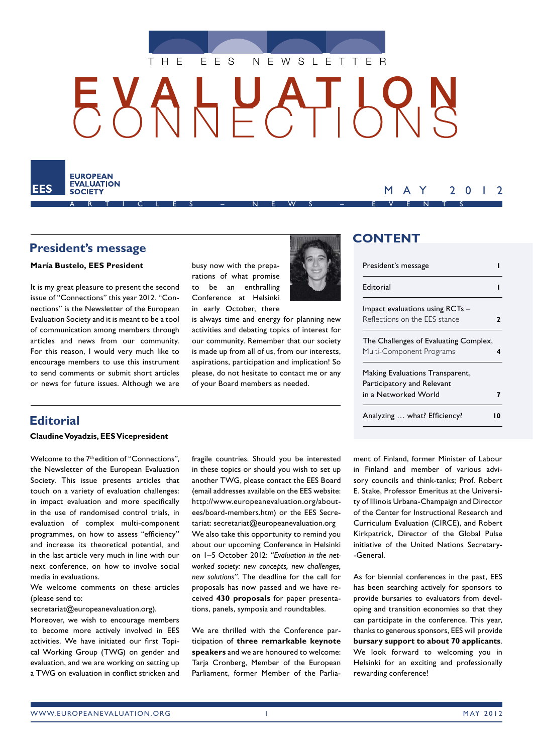THE EES NEWSLETTER

# EVALUATION CONNECTIONS

EES EUROPEAN EVALUATION SOCIETY

MAY 2012

ARTICLES – NEWS – EVENTS

## CONTENT

| | |
|---|---|
| President's message | 1 |
| Editorial | 1 |
| Impact evaluations using RCTs – Reflections on the EES stance | 2 |
| The Challenges of Evaluating Complex, Multi-Component Programs | 4 |
| Making Evaluations Transparent, Participatory and Relevant in a Networked World | 7 |
| Analyzing … what? Efficiency? | 10 |

## President's message

**María Bustelo, EES President**

It is my great pleasure to present the second issue of "Connections" this year 2012. "Connections" is the Newsletter of the European Evaluation Society and it is meant to be a tool of communication among members through articles and news from our community. For this reason, I would very much like to encourage members to use this instrument to send comments or submit short articles or news for future issues. Although we are busy now with the preparations of what promise to be an enthralling Conference at Helsinki in early October, there is always time and energy for planning new activities and debating topics of interest for our community. Remember that our society is made up from all of us, from our interests, aspirations, participation and implication! So please, do not hesitate to contact me or any of your Board members as needed.

## Editorial

**Claudine Voyadzis, EES Vicepresident**

Welcome to the 7th edition of "Connections", the Newsletter of the European Evaluation Society. This issue presents articles that touch on a variety of evaluation challenges: in impact evaluation and more specifically in the use of randomised control trials, in evaluation of complex multi-component programmes, on how to assess "efficiency" and increase its theoretical potential, and in the last article very much in line with our next conference, on how to involve social media in evaluations.

We welcome comments on these articles (please send to: secretariat@europeanevaluation.org).

Moreover, we wish to encourage members to become more actively involved in EES activities. We have initiated our first Topical Working Group (TWG) on gender and evaluation, and we are working on setting up a TWG on evaluation in conflict stricken and fragile countries. Should you be interested in these topics or should you wish to set up another TWG, please contact the EES Board (email addresses available on the EES website: http://www.europeanevaluation.org/about-ees/board-members.htm) or the EES Secretariat: secretariat@europeanevaluation.org

We also take this opportunity to remind you about our upcoming Conference in Helsinki on 1–5 October 2012: *"Evaluation in the networked society: new concepts, new challenges, new solutions"*. The deadline for the call for proposals has now passed and we have received **430 proposals** for paper presentations, panels, symposia and roundtables.

We are thrilled with the Conference participation of **three remarkable keynote speakers** and we are honoured to welcome: Tarja Cronberg, Member of the European Parliament, former Member of the Parliament of Finland, former Minister of Labour in Finland and member of various advisory councils and think-tanks; Prof. Robert E. Stake, Professor Emeritus at the University of Illinois Urbana-Champaign and Director of the Center for Instructional Research and Curriculum Evaluation (CIRCE), and Robert Kirkpatrick, Director of the Global Pulse initiative of the United Nations Secretary-General.

As for biennial conferences in the past, EES has been searching actively for sponsors to provide bursaries to evaluators from developing and transition economies so that they can participate in the conference. This year, thanks to generous sponsors, EES will provide **bursary support to about 70 applicants**. We look forward to welcoming you in Helsinki for an exciting and professionally rewarding conference!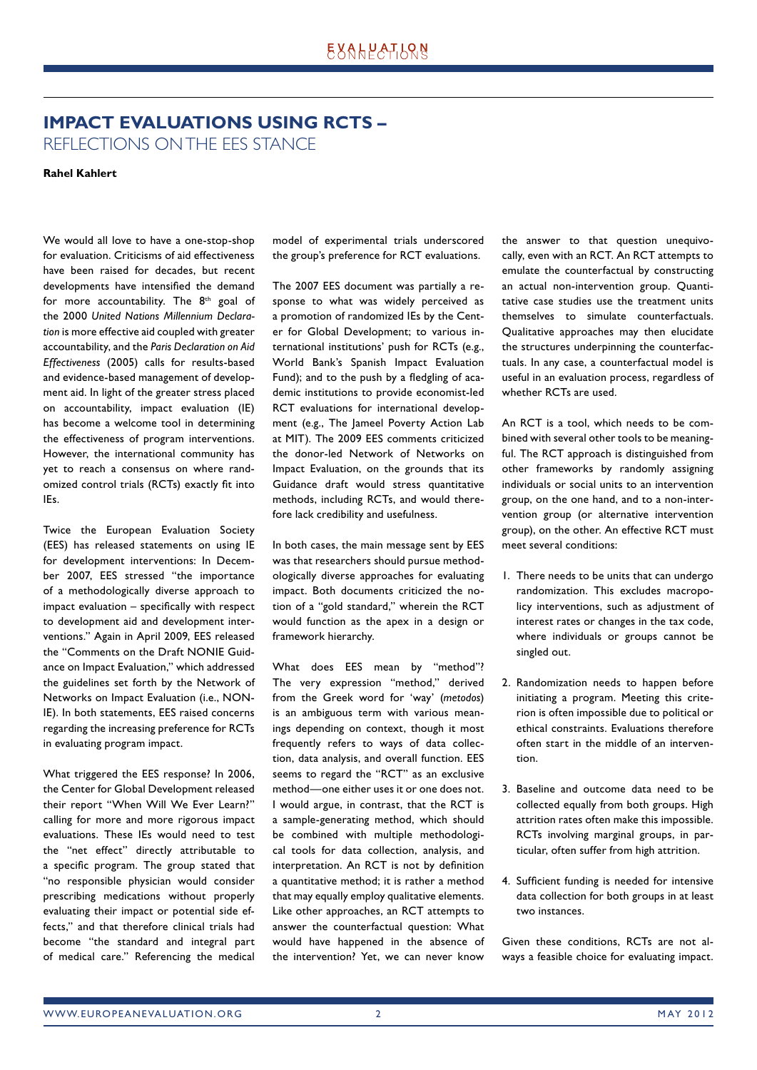# IMPACT EVALUATIONS USING RCTS – REFLECTIONS ON THE EES STANCE

**Rahel Kahlert**

We would all love to have a one-stop-shop for evaluation. Criticisms of aid effectiveness have been raised for decades, but recent developments have intensified the demand for more accountability. The 8th goal of the 2000 *United Nations Millennium Declaration* is more effective aid coupled with greater accountability, and the *Paris Declaration on Aid Effectiveness* (2005) calls for results-based and evidence-based management of development aid. In light of the greater stress placed on accountability, impact evaluation (IE) has become a welcome tool in determining the effectiveness of program interventions. However, the international community has yet to reach a consensus on where randomized control trials (RCTs) exactly fit into IEs.

Twice the European Evaluation Society (EES) has released statements on using IE for development interventions: In December 2007, EES stressed "the importance of a methodologically diverse approach to impact evaluation – specifically with respect to development aid and development interventions." Again in April 2009, EES released the "Comments on the Draft NONIE Guidance on Impact Evaluation," which addressed the guidelines set forth by the Network of Networks on Impact Evaluation (i.e., NONIE). In both statements, EES raised concerns regarding the increasing preference for RCTs in evaluating program impact.

What triggered the EES response? In 2006, the Center for Global Development released their report "When Will We Ever Learn?" calling for more and more rigorous impact evaluations. These IEs would need to test the "net effect" directly attributable to a specific program. The group stated that "no responsible physician would consider prescribing medications without properly evaluating their impact or potential side effects," and that therefore clinical trials had become "the standard and integral part of medical care." Referencing the medical model of experimental trials underscored the group's preference for RCT evaluations.

The 2007 EES document was partially a response to what was widely perceived as a promotion of randomized IEs by the Center for Global Development; to various international institutions' push for RCTs (e.g., World Bank's Spanish Impact Evaluation Fund); and to the push by a fledgling of academic institutions to provide economist-led RCT evaluations for international development (e.g., The Jameel Poverty Action Lab at MIT). The 2009 EES comments criticized the donor-led Network of Networks on Impact Evaluation, on the grounds that its Guidance draft would stress quantitative methods, including RCTs, and would therefore lack credibility and usefulness.

In both cases, the main message sent by EES was that researchers should pursue methodologically diverse approaches for evaluating impact. Both documents criticized the notion of a "gold standard," wherein the RCT would function as the apex in a design or framework hierarchy.

What does EES mean by "method"? The very expression "method," derived from the Greek word for 'way' (*metodos*) is an ambiguous term with various meanings depending on context, though it most frequently refers to ways of data collection, data analysis, and overall function. EES seems to regard the "RCT" as an exclusive method—one either uses it or one does not. I would argue, in contrast, that the RCT is a sample-generating method, which should be combined with multiple methodological tools for data collection, analysis, and interpretation. An RCT is not by definition a quantitative method; it is rather a method that may equally employ qualitative elements. Like other approaches, an RCT attempts to answer the counterfactual question: What would have happened in the absence of the intervention? Yet, we can never know the answer to that question unequivocally, even with an RCT. An RCT attempts to emulate the counterfactual by constructing an actual non-intervention group. Quantitative case studies use the treatment units themselves to simulate counterfactuals. Qualitative approaches may then elucidate the structures underpinning the counterfactuals. In any case, a counterfactual model is useful in an evaluation process, regardless of whether RCTs are used.

An RCT is a tool, which needs to be combined with several other tools to be meaningful. The RCT approach is distinguished from other frameworks by randomly assigning individuals or social units to an intervention group, on the one hand, and to a non-intervention group (or alternative intervention group), on the other. An effective RCT must meet several conditions:

1. There needs to be units that can undergo randomization. This excludes macropolicy interventions, such as adjustment of interest rates or changes in the tax code, where individuals or groups cannot be singled out.
2. Randomization needs to happen before initiating a program. Meeting this criterion is often impossible due to political or ethical constraints. Evaluations therefore often start in the middle of an intervention.
3. Baseline and outcome data need to be collected equally from both groups. High attrition rates often make this impossible. RCTs involving marginal groups, in particular, often suffer from high attrition.
4. Sufficient funding is needed for intensive data collection for both groups in at least two instances.

Given these conditions, RCTs are not always a feasible choice for evaluating impact.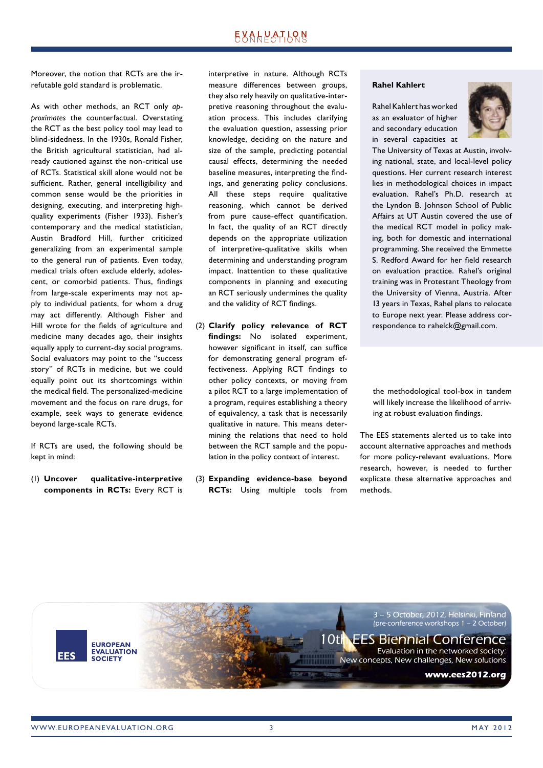Moreover, the notion that RCTs are the irrefutable gold standard is problematic.

As with other methods, an RCT only *approximates* the counterfactual. Overstating the RCT as the best policy tool may lead to blind-sidedness. In the 1930s, Ronald Fisher, the British agricultural statistician, had already cautioned against the non-critical use of RCTs. Statistical skill alone would not be sufficient. Rather, general intelligibility and common sense would be the priorities in designing, executing, and interpreting high-quality experiments (Fisher 1933). Fisher's contemporary and the medical statistician, Austin Bradford Hill, further criticized generalizing from an experimental sample to the general run of patients. Even today, medical trials often exclude elderly, adolescent, or comorbid patients. Thus, findings from large-scale experiments may not apply to individual patients, for whom a drug may act differently. Although Fisher and Hill wrote for the fields of agriculture and medicine many decades ago, their insights equally apply to current-day social programs. Social evaluators may point to the "success story" of RCTs in medicine, but we could equally point out its shortcomings within the medical field. The personalized-medicine movement and the focus on rare drugs, for example, seek ways to generate evidence beyond large-scale RCTs.

If RCTs are used, the following should be kept in mind:

(1) **Uncover qualitative-interpretive components in RCTs:** Every RCT is interpretive in nature. Although RCTs measure differences between groups, they also rely heavily on qualitative-interpretive reasoning throughout the evaluation process. This includes clarifying the evaluation question, assessing prior knowledge, deciding on the nature and size of the sample, predicting potential causal effects, determining the needed baseline measures, interpreting the findings, and generating policy conclusions. All these steps require qualitative reasoning, which cannot be derived from pure cause-effect quantification. In fact, the quality of an RCT directly depends on the appropriate utilization of interpretive-qualitative skills when determining and understanding program impact. Inattention to these qualitative components in planning and executing an RCT seriously undermines the quality and the validity of RCT findings.

(2) **Clarify policy relevance of RCT findings:** No isolated experiment, however significant in itself, can suffice for demonstrating general program effectiveness. Applying RCT findings to other policy contexts, or moving from a pilot RCT to a large implementation of a program, requires establishing a theory of equivalency, a task that is necessarily qualitative in nature. This means determining the relations that need to hold between the RCT sample and the population in the policy context of interest.

(3) **Expanding evidence-base beyond RCTs:** Using multiple tools from the methodological tool-box in tandem will likely increase the likelihood of arriving at robust evaluation findings.

The EES statements alerted us to take into account alternative approaches and methods for more policy-relevant evaluations. More research, however, is needed to further explicate these alternative approaches and methods.

**Rahel Kahlert**

Rahel Kahlert has worked as an evaluator of higher and secondary education in several capacities at The University of Texas at Austin, involving national, state, and local-level policy questions. Her current research interest lies in methodological choices in impact evaluation. Rahel's Ph.D. research at the Lyndon B. Johnson School of Public Affairs at UT Austin covered the use of the medical RCT model in policy making, both for domestic and international programming. She received the Emmette S. Redford Award for her field research on evaluation practice. Rahel's original training was in Protestant Theology from the University of Vienna, Austria. After 13 years in Texas, Rahel plans to relocate to Europe next year. Please address correspondence to rahelck@gmail.com.

EES EUROPEAN EVALUATION SOCIETY

3 – 5 October, 2012, Helsinki, Finland
(pre-conference workshops 1 – 2 October)

10th EES Biennial Conference
Evaluation in the networked society:
New concepts, New challenges, New solutions

**www.ees2012.org**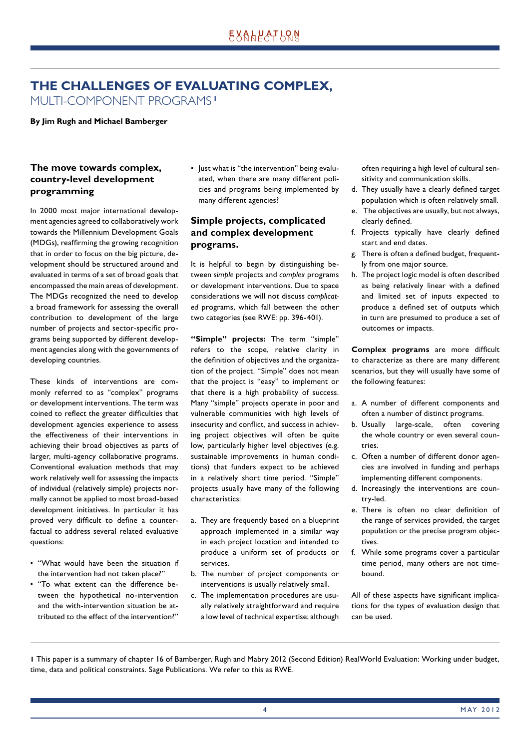# THE CHALLENGES OF EVALUATING COMPLEX, MULTI-COMPONENT PROGRAMS [1]

**By Jim Rugh and Michael Bamberger**

## The move towards complex, country-level development programming

In 2000 most major international development agencies agreed to collaboratively work towards the Millennium Development Goals (MDGs), reaffirming the growing recognition that in order to focus on the big picture, development should be structured around and evaluated in terms of a set of broad goals that encompassed the main areas of development. The MDGs recognized the need to develop a broad framework for assessing the overall contribution to development of the large number of projects and sector-specific programs being supported by different development agencies along with the governments of developing countries.

These kinds of interventions are commonly referred to as "complex" programs or development interventions. The term was coined to reflect the greater difficulties that development agencies experience to assess the effectiveness of their interventions in achieving their broad objectives as parts of larger, multi-agency collaborative programs. Conventional evaluation methods that may work relatively well for assessing the impacts of individual (relatively simple) projects normally cannot be applied to most broad-based development initiatives. In particular it has proved very difficult to define a counterfactual to address several related evaluative questions:

- "What would have been the situation if the intervention had not taken place?"
- "To what extent can the difference between the hypothetical no-intervention and the with-intervention situation be attributed to the effect of the intervention?"
- Just what is "the intervention" being evaluated, when there are many different policies and programs being implemented by many different agencies?

## Simple projects, complicated and complex development programs.

It is helpful to begin by distinguishing between *simple* projects and *complex* programs or development interventions. Due to space considerations we will not discuss *complicated* programs, which fall between the other two categories (see RWE: pp. 396-401).

**"Simple" projects:** The term "simple" refers to the scope, relative clarity in the definition of objectives and the organization of the project. "Simple" does not mean that the project is "easy" to implement or that there is a high probability of success. Many "simple" projects operate in poor and vulnerable communities with high levels of insecurity and conflict, and success in achieving project objectives will often be quite low, particularly higher level objectives (e.g. sustainable improvements in human conditions) that funders expect to be achieved in a relatively short time period. "Simple" projects usually have many of the following characteristics:

a. They are frequently based on a blueprint approach implemented in a similar way in each project location and intended to produce a uniform set of products or services.
b. The number of project components or interventions is usually relatively small.
c. The implementation procedures are usually relatively straightforward and require a low level of technical expertise; although often requiring a high level of cultural sensitivity and communication skills.
d. They usually have a clearly defined target population which is often relatively small.
e. The objectives are usually, but not always, clearly defined.
f. Projects typically have clearly defined start and end dates.
g. There is often a defined budget, frequently from one major source.
h. The project logic model is often described as being relatively linear with a defined and limited set of inputs expected to produce a defined set of outputs which in turn are presumed to produce a set of outcomes or impacts.

**Complex programs** are more difficult to characterize as there are many different scenarios, but they will usually have some of the following features:

a. A number of different components and often a number of distinct programs.
b. Usually large-scale, often covering the whole country or even several countries.
c. Often a number of different donor agencies are involved in funding and perhaps implementing different components.
d. Increasingly the interventions are country-led.
e. There is often no clear definition of the range of services provided, the target population or the precise program objectives.
f. While some programs cover a particular time period, many others are not time-bound.

All of these aspects have significant implications for the types of evaluation design that can be used.

---

[1] This paper is a summary of chapter 16 of Bamberger, Rugh and Mabry 2012 (Second Edition) RealWorld Evaluation: Working under budget, time, data and political constraints. Sage Publications. We refer to this as RWE.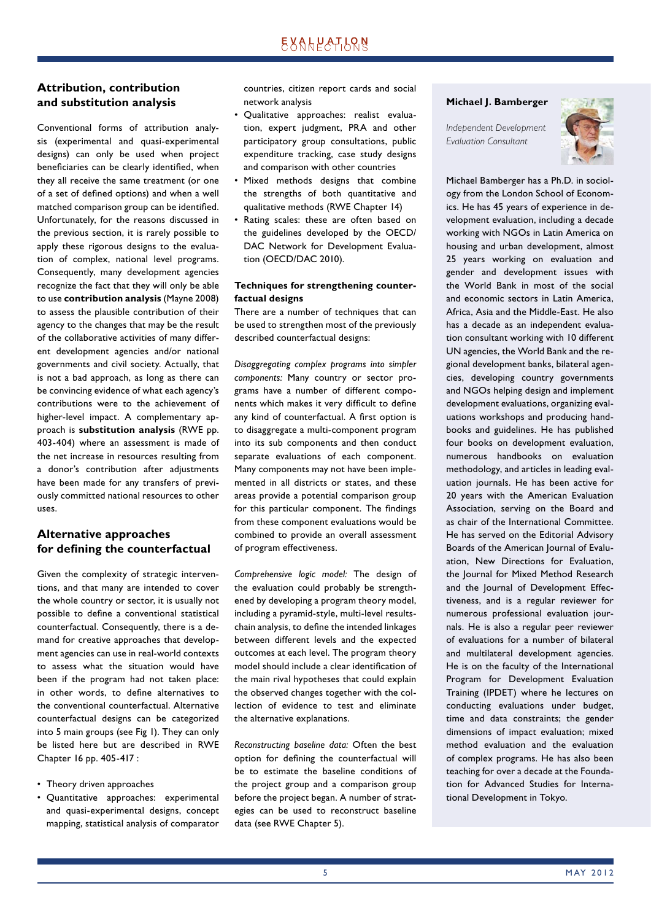## Attribution, contribution and substitution analysis

Conventional forms of attribution analysis (experimental and quasi-experimental designs) can only be used when project beneficiaries can be clearly identified, when they all receive the same treatment (or one of a set of defined options) and when a well matched comparison group can be identified. Unfortunately, for the reasons discussed in the previous section, it is rarely possible to apply these rigorous designs to the evaluation of complex, national level programs. Consequently, many development agencies recognize the fact that they will only be able to use **contribution analysis** (Mayne 2008) to assess the plausible contribution of their agency to the changes that may be the result of the collaborative activities of many different development agencies and/or national governments and civil society. Actually, that is not a bad approach, as long as there can be convincing evidence of what each agency's contributions were to the achievement of higher-level impact. A complementary approach is **substitution analysis** (RWE pp. 403-404) where an assessment is made of the net increase in resources resulting from a donor's contribution after adjustments have been made for any transfers of previously committed national resources to other uses.

## Alternative approaches for defining the counterfactual

Given the complexity of strategic interventions, and that many are intended to cover the whole country or sector, it is usually not possible to define a conventional statistical counterfactual. Consequently, there is a demand for creative approaches that development agencies can use in real-world contexts to assess what the situation would have been if the program had not taken place: in other words, to define alternatives to the conventional counterfactual. Alternative counterfactual designs can be categorized into 5 main groups (see Fig 1). They can only be listed here but are described in RWE Chapter 16 pp. 405-417 :

- Theory driven approaches
- Quantitative approaches: experimental and quasi-experimental designs, concept mapping, statistical analysis of comparator countries, citizen report cards and social network analysis
- Qualitative approaches: realist evaluation, expert judgment, PRA and other participatory group consultations, public expenditure tracking, case study designs and comparison with other countries
- Mixed methods designs that combine the strengths of both quantitative and qualitative methods (RWE Chapter 14)
- Rating scales: these are often based on the guidelines developed by the OECD/DAC Network for Development Evaluation (OECD/DAC 2010).

### Techniques for strengthening counterfactual designs

There are a number of techniques that can be used to strengthen most of the previously described counterfactual designs:

*Disaggregating complex programs into simpler components:* Many country or sector programs have a number of different components which makes it very difficult to define any kind of counterfactual. A first option is to disaggregate a multi-component program into its sub components and then conduct separate evaluations of each component. Many components may not have been implemented in all districts or states, and these areas provide a potential comparison group for this particular component. The findings from these component evaluations would be combined to provide an overall assessment of program effectiveness.

*Comprehensive logic model:* The design of the evaluation could probably be strengthened by developing a program theory model, including a pyramid-style, multi-level results-chain analysis, to define the intended linkages between different levels and the expected outcomes at each level. The program theory model should include a clear identification of the main rival hypotheses that could explain the observed changes together with the collection of evidence to test and eliminate the alternative explanations.

*Reconstructing baseline data:* Often the best option for defining the counterfactual will be to estimate the baseline conditions of the project group and a comparison group before the project began. A number of strategies can be used to reconstruct baseline data (see RWE Chapter 5).

---

**Michael J. Bamberger**

*Independent Development Evaluation Consultant*

Michael Bamberger has a Ph.D. in sociology from the London School of Economics. He has 45 years of experience in development evaluation, including a decade working with NGOs in Latin America on housing and urban development, almost 25 years working on evaluation and gender and development issues with the World Bank in most of the social and economic sectors in Latin America, Africa, Asia and the Middle-East. He also has a decade as an independent evaluation consultant working with 10 different UN agencies, the World Bank and the regional development banks, bilateral agencies, developing country governments and NGOs helping design and implement development evaluations, organizing evaluations workshops and producing handbooks and guidelines. He has published four books on development evaluation, numerous handbooks on evaluation methodology, and articles in leading evaluation journals. He has been active for 20 years with the American Evaluation Association, serving on the Board and as chair of the International Committee. He has served on the Editorial Advisory Boards of the American Journal of Evaluation, New Directions for Evaluation, the Journal for Mixed Method Research and the Journal of Development Effectiveness, and is a regular reviewer for numerous professional evaluation journals. He is also a regular peer reviewer of evaluations for a number of bilateral and multilateral development agencies. He is on the faculty of the International Program for Development Evaluation Training (IPDET) where he lectures on conducting evaluations under budget, time and data constraints; the gender dimensions of impact evaluation; mixed method evaluation and the evaluation of complex programs. He has also been teaching for over a decade at the Foundation for Advanced Studies for International Development in Tokyo.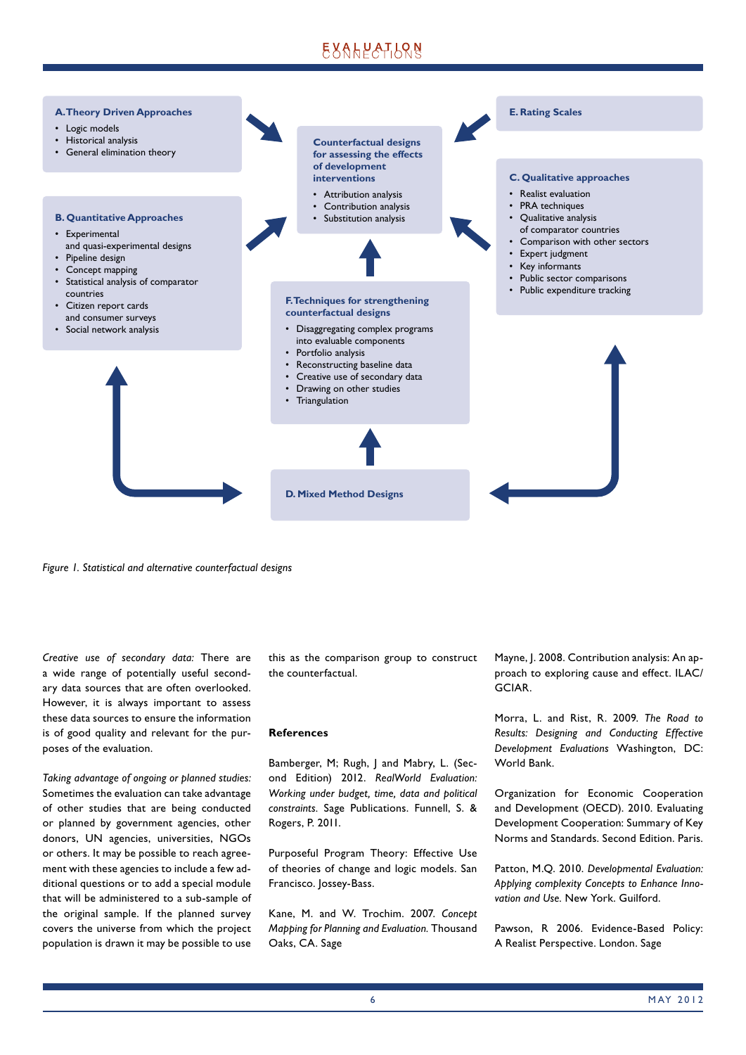**A. Theory Driven Approaches**

- Logic models
- Historical analysis
- General elimination theory

**B. Quantitative Approaches**

- Experimental and quasi-experimental designs
- Pipeline design
- Concept mapping
- Statistical analysis of comparator countries
- Citizen report cards and consumer surveys
- Social network analysis

**Counterfactual designs for assessing the effects of development interventions**

- Attribution analysis
- Contribution analysis
- Substitution analysis

**E. Rating Scales**

**C. Qualitative approaches**

- Realist evaluation
- PRA techniques
- Qualitative analysis of comparator countries
- Comparison with other sectors
- Expert judgment
- Key informants
- Public sector comparisons
- Public expenditure tracking

**F. Techniques for strengthening counterfactual designs**

- Disaggregating complex programs into evaluable components
- Portfolio analysis
- Reconstructing baseline data
- Creative use of secondary data
- Drawing on other studies
- Triangulation

**D. Mixed Method Designs**

*Figure 1. Statistical and alternative counterfactual designs*

*Creative use of secondary data:* There are a wide range of potentially useful secondary data sources that are often overlooked. However, it is always important to assess these data sources to ensure the information is of good quality and relevant for the purposes of the evaluation.

*Taking advantage of ongoing or planned studies:* Sometimes the evaluation can take advantage of other studies that are being conducted or planned by government agencies, other donors, UN agencies, universities, NGOs or others. It may be possible to reach agreement with these agencies to include a few additional questions or to add a special module that will be administered to a sub-sample of the original sample. If the planned survey covers the universe from which the project population is drawn it may be possible to use this as the comparison group to construct the counterfactual.

**References**

Bamberger, M; Rugh, J and Mabry, L. (Second Edition) 2012. *RealWorld Evaluation: Working under budget, time, data and political constraints.* Sage Publications. Funnell, S. & Rogers, P. 2011.

Purposeful Program Theory: Effective Use of theories of change and logic models. San Francisco. Jossey-Bass.

Kane, M. and W. Trochim. 2007. *Concept Mapping for Planning and Evaluation.* Thousand Oaks, CA. Sage

Mayne, J. 2008. Contribution analysis: An approach to exploring cause and effect. ILAC/GCIAR.

Morra, L. and Rist, R. 2009. *The Road to Results: Designing and Conducting Effective Development Evaluations* Washington, DC: World Bank.

Organization for Economic Cooperation and Development (OECD). 2010. Evaluating Development Cooperation: Summary of Key Norms and Standards. Second Edition. Paris.

Patton, M.Q. 2010. *Developmental Evaluation: Applying complexity Concepts to Enhance Innovation and Use.* New York. Guilford.

Pawson, R 2006. Evidence-Based Policy: A Realist Perspective. London. Sage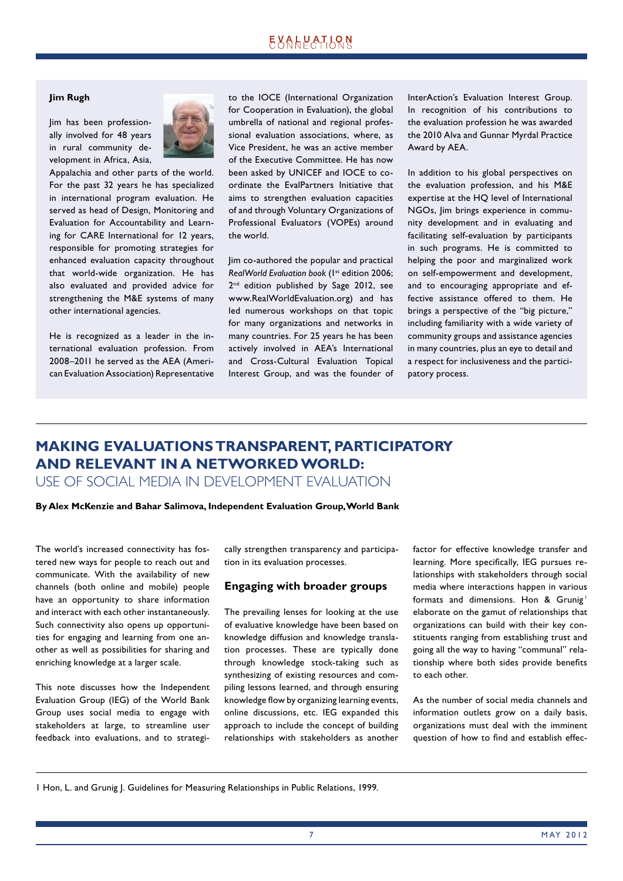**Jim Rugh**

Jim has been professionally involved for 48 years in rural community development in Africa, Asia, Appalachia and other parts of the world. For the past 32 years he has specialized in international program evaluation. He served as head of Design, Monitoring and Evaluation for Accountability and Learning for CARE International for 12 years, responsible for promoting strategies for enhanced evaluation capacity throughout that world-wide organization. He has also evaluated and provided advice for strengthening the M&E systems of many other international agencies.

He is recognized as a leader in the international evaluation profession. From 2008–2011 he served as the AEA (American Evaluation Association) Representative to the IOCE (International Organization for Cooperation in Evaluation), the global umbrella of national and regional professional evaluation associations, where, as Vice President, he was an active member of the Executive Committee. He has now been asked by UNICEF and IOCE to coordinate the EvalPartners Initiative that aims to strengthen evaluation capacities of and through Voluntary Organizations of Professional Evaluators (VOPEs) around the world.

Jim co-authored the popular and practical *RealWorld Evaluation book* (1st edition 2006; 2nd edition published by Sage 2012, see www.RealWorldEvaluation.org) and has led numerous workshops on that topic for many organizations and networks in many countries. For 25 years he has been actively involved in AEA's International and Cross-Cultural Evaluation Topical Interest Group, and was the founder of InterAction's Evaluation Interest Group. In recognition of his contributions to the evaluation profession he was awarded the 2010 Alva and Gunnar Myrdal Practice Award by AEA.

In addition to his global perspectives on the evaluation profession, and his M&E expertise at the HQ level of International NGOs, Jim brings experience in community development and in evaluating and facilitating self-evaluation by participants in such programs. He is committed to helping the poor and marginalized work on self-empowerment and development, and to encouraging appropriate and effective assistance offered to them. He brings a perspective of the "big picture," including familiarity with a wide variety of community groups and assistance agencies in many countries, plus an eye to detail and a respect for inclusiveness and the participatory process.

# MAKING EVALUATIONS TRANSPARENT, PARTICIPATORY AND RELEVANT IN A NETWORKED WORLD: USE OF SOCIAL MEDIA IN DEVELOPMENT EVALUATION

**By Alex McKenzie and Bahar Salimova, Independent Evaluation Group, World Bank**

The world's increased connectivity has fostered new ways for people to reach out and communicate. With the availability of new channels (both online and mobile) people have an opportunity to share information and interact with each other instantaneously. Such connectivity also opens up opportunities for engaging and learning from one another as well as possibilities for sharing and enriching knowledge at a larger scale.

This note discusses how the Independent Evaluation Group (IEG) of the World Bank Group uses social media to engage with stakeholders at large, to streamline user feedback into evaluations, and to strategically strengthen transparency and participation in its evaluation processes.

## Engaging with broader groups

The prevailing lenses for looking at the use of evaluative knowledge have been based on knowledge diffusion and knowledge translation processes. These are typically done through knowledge stock-taking such as synthesizing of existing resources and compiling lessons learned, and through ensuring knowledge flow by organizing learning events, online discussions, etc. IEG expanded this approach to include the concept of building relationships with stakeholders as another factor for effective knowledge transfer and learning. More specifically, IEG pursues relationships with stakeholders through social media where interactions happen in various formats and dimensions. Hon & Grunig[1] elaborate on the gamut of relationships that organizations can build with their key constituents ranging from establishing trust and going all the way to having "communal" relationship where both sides provide benefits to each other.

As the number of social media channels and information outlets grow on a daily basis, organizations must deal with the imminent question of how to find and establish effec-

1 Hon, L. and Grunig J. Guidelines for Measuring Relationships in Public Relations, 1999.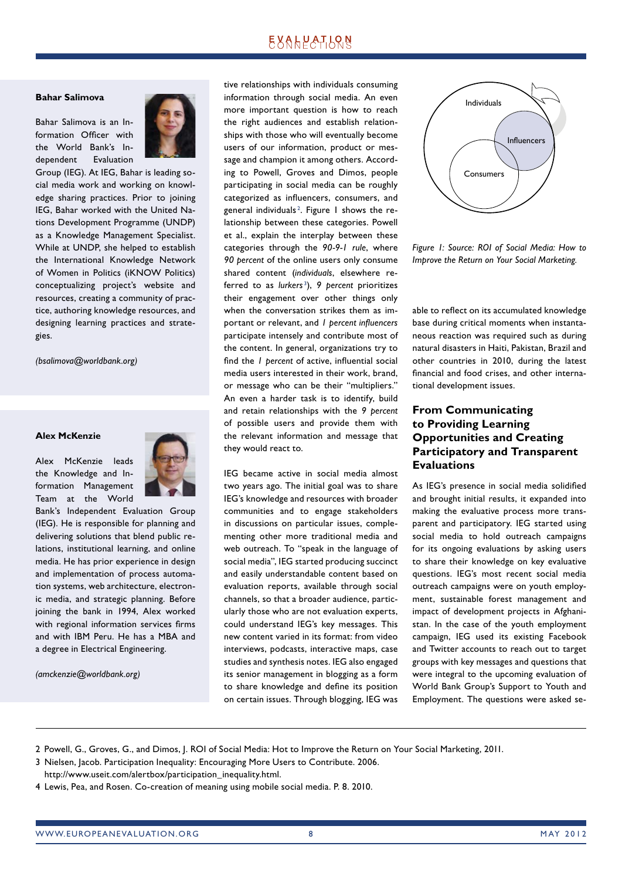**Bahar Salimova**

Bahar Salimova is an Information Officer with the World Bank's Independent Evaluation Group (IEG). At IEG, Bahar is leading social media work and working on knowledge sharing practices. Prior to joining IEG, Bahar worked with the United Nations Development Programme (UNDP) as a Knowledge Management Specialist. While at UNDP, she helped to establish the International Knowledge Network of Women in Politics (iKNOW Politics) conceptualizing project's website and resources, creating a community of practice, authoring knowledge resources, and designing learning practices and strategies.

*(bsalimova@worldbank.org)*

**Alex McKenzie**

Alex McKenzie leads the Knowledge and Information Management Team at the World Bank's Independent Evaluation Group (IEG). He is responsible for planning and delivering solutions that blend public relations, institutional learning, and online media. He has prior experience in design and implementation of process automation systems, web architecture, electronic media, and strategic planning. Before joining the bank in 1994, Alex worked with regional information services firms and with IBM Peru. He has a MBA and a degree in Electrical Engineering.

*(amckenzie@worldbank.org)*

tive relationships with individuals consuming information through social media. An even more important question is how to reach the right audiences and establish relationships with those who will eventually become users of our information, product or message and champion it among others. According to Powell, Groves and Dimos, people participating in social media can be roughly categorized as influencers, consumers, and general individuals[2]. Figure 1 shows the relationship between these categories. Powell et al., explain the interplay between these categories through the *90-9-1 rule*, where *90 percent* of the online users only consume shared content (*individuals*, elsewhere referred to as *lurkers*[3]), *9 percent* prioritizes their engagement over other things only when the conversation strikes them as important or relevant, and *1 percent influencers* participate intensely and contribute most of the content. In general, organizations try to find the *1 percent* of active, influential social media users interested in their work, brand, or message who can be their "multipliers." An even a harder task is to identify, build and retain relationships with the *9 percent* of possible users and provide them with the relevant information and message that they would react to.

IEG became active in social media almost two years ago. The initial goal was to share IEG's knowledge and resources with broader communities and to engage stakeholders in discussions on particular issues, complementing other more traditional media and web outreach. To "speak in the language of social media", IEG started producing succinct and easily understandable content based on evaluation reports, available through social channels, so that a broader audience, particularly those who are not evaluation experts, could understand IEG's key messages. This new content varied in its format: from video interviews, podcasts, interactive maps, case studies and synthesis notes. IEG also engaged its senior management in blogging as a form to share knowledge and define its position on certain issues. Through blogging, IEG was able to reflect on its accumulated knowledge base during critical moments when instantaneous reaction was required such as during natural disasters in Haiti, Pakistan, Brazil and other countries in 2010, during the latest financial and food crises, and other international development issues.

Individuals

Influencers

Consumers

*Figure 1: Source: ROI of Social Media: How to Improve the Return on Your Social Marketing.*

## From Communicating to Providing Learning Opportunities and Creating Participatory and Transparent Evaluations

As IEG's presence in social media solidified and brought initial results, it expanded into making the evaluative process more transparent and participatory. IEG started using social media to hold outreach campaigns for its ongoing evaluations by asking users to share their knowledge on key evaluative questions. IEG's most recent social media outreach campaigns were on youth employment, sustainable forest management and impact of development projects in Afghanistan. In the case of the youth employment campaign, IEG used its existing Facebook and Twitter accounts to reach out to target groups with key messages and questions that were integral to the upcoming evaluation of World Bank Group's Support to Youth and Employment. The questions were asked se-

---

2 Powell, G., Groves, G., and Dimos, J. ROI of Social Media: Hot to Improve the Return on Your Social Marketing, 2011.

3 Nielsen, Jacob. Participation Inequality: Encouraging More Users to Contribute. 2006. http://www.useit.com/alertbox/participation_inequality.html.

4 Lewis, Pea, and Rosen. Co-creation of meaning using mobile social media. P. 8. 2010.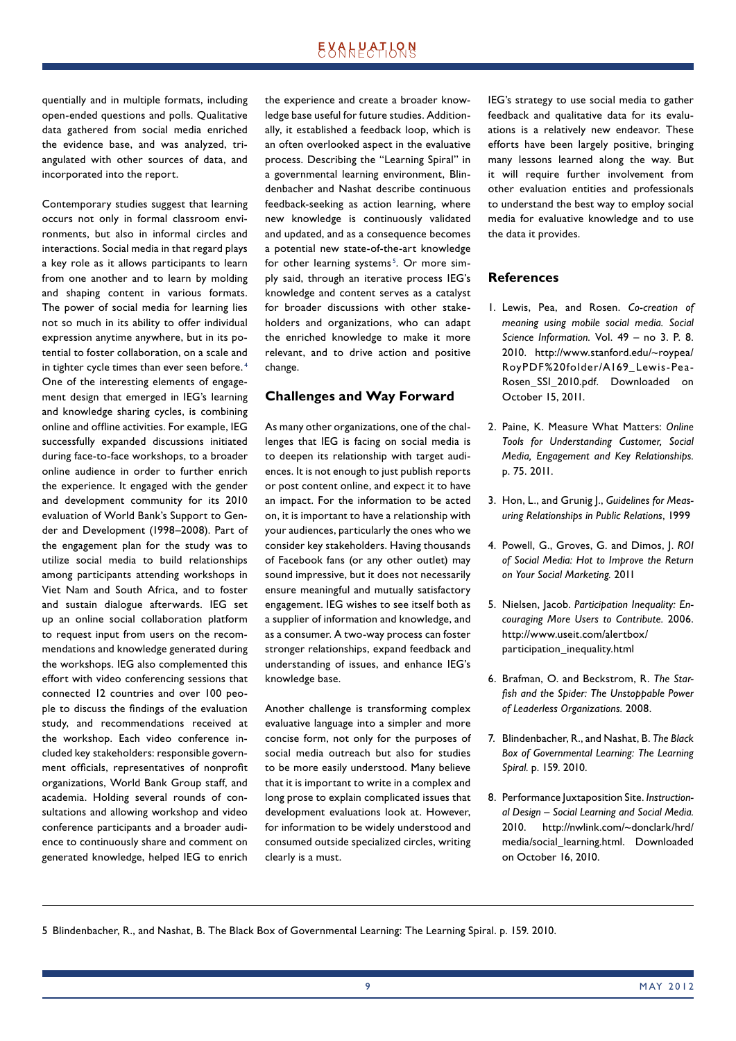quentially and in multiple formats, including open-ended questions and polls. Qualitative data gathered from social media enriched the evidence base, and was analyzed, triangulated with other sources of data, and incorporated into the report.

Contemporary studies suggest that learning occurs not only in formal classroom environments, but also in informal circles and interactions. Social media in that regard plays a key role as it allows participants to learn from one another and to learn by molding and shaping content in various formats. The power of social media for learning lies not so much in its ability to offer individual expression anytime anywhere, but in its potential to foster collaboration, on a scale and in tighter cycle times than ever seen before.[4] One of the interesting elements of engagement design that emerged in IEG's learning and knowledge sharing cycles, is combining online and offline activities. For example, IEG successfully expanded discussions initiated during face-to-face workshops, to a broader online audience in order to further enrich the experience. It engaged with the gender and development community for its 2010 evaluation of World Bank's Support to Gender and Development (1998–2008). Part of the engagement plan for the study was to utilize social media to build relationships among participants attending workshops in Viet Nam and South Africa, and to foster and sustain dialogue afterwards. IEG set up an online social collaboration platform to request input from users on the recommendations and knowledge generated during the workshops. IEG also complemented this effort with video conferencing sessions that connected 12 countries and over 100 people to discuss the findings of the evaluation study, and recommendations received at the workshop. Each video conference included key stakeholders: responsible government officials, representatives of nonprofit organizations, World Bank Group staff, and academia. Holding several rounds of consultations and allowing workshop and video conference participants and a broader audience to continuously share and comment on generated knowledge, helped IEG to enrich the experience and create a broader knowledge base useful for future studies. Additionally, it established a feedback loop, which is an often overlooked aspect in the evaluative process. Describing the "Learning Spiral" in a governmental learning environment, Blindenbacher and Nashat describe continuous feedback-seeking as action learning, where new knowledge is continuously validated and updated, and as a consequence becomes a potential new state-of-the-art knowledge for other learning systems[5]. Or more simply said, through an iterative process IEG's knowledge and content serves as a catalyst for broader discussions with other stakeholders and organizations, who can adapt the enriched knowledge to make it more relevant, and to drive action and positive change.

## Challenges and Way Forward

As many other organizations, one of the challenges that IEG is facing on social media is to deepen its relationship with target audiences. It is not enough to just publish reports or post content online, and expect it to have an impact. For the information to be acted on, it is important to have a relationship with your audiences, particularly the ones who we consider key stakeholders. Having thousands of Facebook fans (or any other outlet) may sound impressive, but it does not necessarily ensure meaningful and mutually satisfactory engagement. IEG wishes to see itself both as a supplier of information and knowledge, and as a consumer. A two-way process can foster stronger relationships, expand feedback and understanding of issues, and enhance IEG's knowledge base.

Another challenge is transforming complex evaluative language into a simpler and more concise form, not only for the purposes of social media outreach but also for studies to be more easily understood. Many believe that it is important to write in a complex and long prose to explain complicated issues that development evaluations look at. However, for information to be widely understood and consumed outside specialized circles, writing clearly is a must.

IEG's strategy to use social media to gather feedback and qualitative data for its evaluations is a relatively new endeavor. These efforts have been largely positive, bringing many lessons learned along the way. But it will require further involvement from other evaluation entities and professionals to understand the best way to employ social media for evaluative knowledge and to use the data it provides.

## References

1. Lewis, Pea, and Rosen. *Co-creation of meaning using mobile social media. Social Science Information.* Vol. 49 – no 3. P. 8. 2010. http://www.stanford.edu/~roypea/RoyPDF%20folder/A169_Lewis-Pea-Rosen_SSI_2010.pdf. Downloaded on October 15, 2011.

2. Paine, K. Measure What Matters: *Online Tools for Understanding Customer, Social Media, Engagement and Key Relationships.* p. 75. 2011.

3. Hon, L., and Grunig J., *Guidelines for Measuring Relationships in Public Relations*, 1999

4. Powell, G., Groves, G. and Dimos, J. *ROI of Social Media: Hot to Improve the Return on Your Social Marketing.* 2011

5. Nielsen, Jacob. *Participation Inequality: Encouraging More Users to Contribute.* 2006. http://www.useit.com/alertbox/participation_inequality.html

6. Brafman, O. and Beckstrom, R. *The Starfish and the Spider: The Unstoppable Power of Leaderless Organizations.* 2008.

7. Blindenbacher, R., and Nashat, B. *The Black Box of Governmental Learning: The Learning Spiral.* p. 159. 2010.

8. Performance Juxtaposition Site. *Instructional Design – Social Learning and Social Media.* 2010. http://nwlink.com/~donclark/hrd/media/social_learning.html. Downloaded on October 16, 2010.

---

5 Blindenbacher, R., and Nashat, B. The Black Box of Governmental Learning: The Learning Spiral. p. 159. 2010.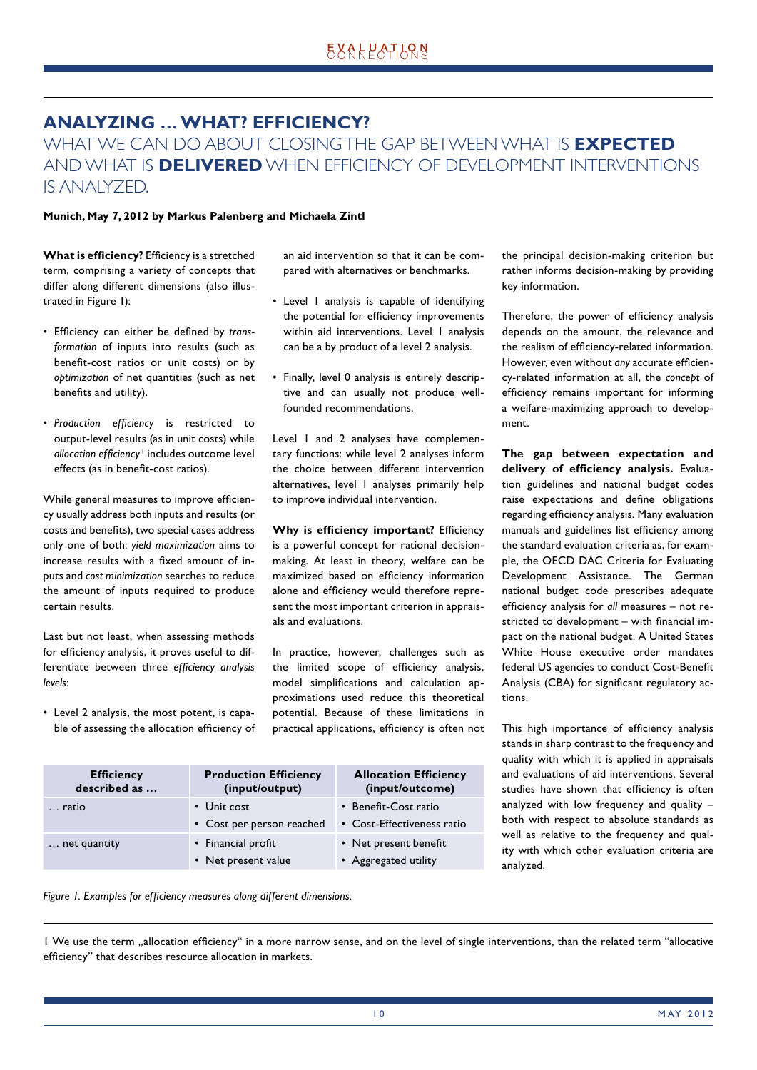## ANALYZING … WHAT? EFFICIENCY?

WHAT WE CAN DO ABOUT CLOSING THE GAP BETWEEN WHAT IS **EXPECTED** AND WHAT IS **DELIVERED** WHEN EFFICIENCY OF DEVELOPMENT INTERVENTIONS IS ANALYZED.

**Munich, May 7, 2012 by Markus Palenberg and Michaela Zintl**

**What is efficiency?** Efficiency is a stretched term, comprising a variety of concepts that differ along different dimensions (also illustrated in Figure 1):

- Efficiency can either be defined by *transformation* of inputs into results (such as benefit-cost ratios or unit costs) or by *optimization* of net quantities (such as net benefits and utility).
- *Production efficiency* is restricted to output-level results (as in unit costs) while *allocation efficiency*[1] includes outcome level effects (as in benefit-cost ratios).

While general measures to improve efficiency usually address both inputs and results (or costs and benefits), two special cases address only one of both: *yield maximization* aims to increase results with a fixed amount of inputs and *cost minimization* searches to reduce the amount of inputs required to produce certain results.

Last but not least, when assessing methods for efficiency analysis, it proves useful to differentiate between three *efficiency analysis levels*:

- Level 2 analysis, the most potent, is capable of assessing the allocation efficiency of an aid intervention so that it can be compared with alternatives or benchmarks.
- Level 1 analysis is capable of identifying the potential for efficiency improvements within aid interventions. Level 1 analysis can be a by product of a level 2 analysis.
- Finally, level 0 analysis is entirely descriptive and can usually not produce well-founded recommendations.

Level 1 and 2 analyses have complementary functions: while level 2 analyses inform the choice between different intervention alternatives, level 1 analyses primarily help to improve individual intervention.

**Why is efficiency important?** Efficiency is a powerful concept for rational decision-making. At least in theory, welfare can be maximized based on efficiency information alone and efficiency would therefore represent the most important criterion in appraisals and evaluations.

In practice, however, challenges such as the limited scope of efficiency analysis, model simplifications and calculation approximations used reduce this theoretical potential. Because of these limitations in practical applications, efficiency is often not the principal decision-making criterion but rather informs decision-making by providing key information.

Therefore, the power of efficiency analysis depends on the amount, the relevance and the realism of efficiency-related information. However, even without *any* accurate efficiency-related information at all, the *concept* of efficiency remains important for informing a welfare-maximizing approach to development.

**The gap between expectation and delivery of efficiency analysis.** Evaluation guidelines and national budget codes raise expectations and define obligations regarding efficiency analysis. Many evaluation manuals and guidelines list efficiency among the standard evaluation criteria as, for example, the OECD DAC Criteria for Evaluating Development Assistance. The German national budget code prescribes adequate efficiency analysis for *all* measures – not restricted to development – with financial impact on the national budget. A United States White House executive order mandates federal US agencies to conduct Cost-Benefit Analysis (CBA) for significant regulatory actions.

This high importance of efficiency analysis stands in sharp contrast to the frequency and quality with which it is applied in appraisals and evaluations of aid interventions. Several studies have shown that efficiency is often analyzed with low frequency and quality – both with respect to absolute standards as well as relative to the frequency and quality with which other evaluation criteria are analyzed.

| Efficiency described as … | Production Efficiency (input/output) | Allocation Efficiency (input/outcome) |
|---|---|---|
| … ratio | • Unit cost<br>• Cost per person reached | • Benefit-Cost ratio<br>• Cost-Effectiveness ratio |
| … net quantity | • Financial profit<br>• Net present value | • Net present benefit<br>• Aggregated utility |

*Figure 1. Examples for efficiency measures along different dimensions.*

1 We use the term „allocation efficiency" in a more narrow sense, and on the level of single interventions, than the related term "allocative efficiency" that describes resource allocation in markets.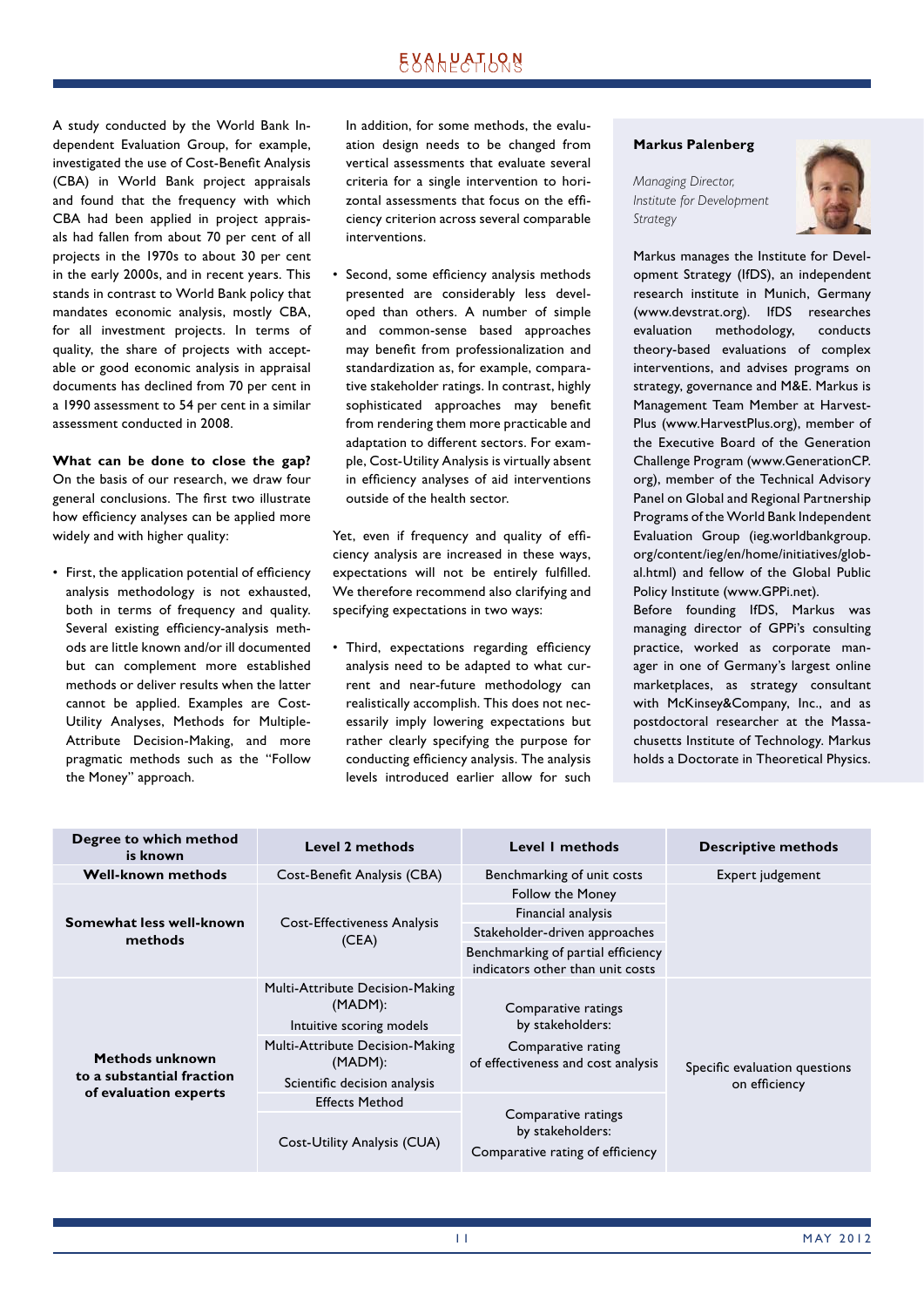A study conducted by the World Bank Independent Evaluation Group, for example, investigated the use of Cost-Benefit Analysis (CBA) in World Bank project appraisals and found that the frequency with which CBA had been applied in project appraisals had fallen from about 70 per cent of all projects in the 1970s to about 30 per cent in the early 2000s, and in recent years. This stands in contrast to World Bank policy that mandates economic analysis, mostly CBA, for all investment projects. In terms of quality, the share of projects with acceptable or good economic analysis in appraisal documents has declined from 70 per cent in a 1990 assessment to 54 per cent in a similar assessment conducted in 2008.

**What can be done to close the gap?** On the basis of our research, we draw four general conclusions. The first two illustrate how efficiency analyses can be applied more widely and with higher quality:

- First, the application potential of efficiency analysis methodology is not exhausted, both in terms of frequency and quality. Several existing efficiency-analysis methods are little known and/or ill documented but can complement more established methods or deliver results when the latter cannot be applied. Examples are Cost-Utility Analyses, Methods for Multiple-Attribute Decision-Making, and more pragmatic methods such as the "Follow the Money" approach.

  In addition, for some methods, the evaluation design needs to be changed from vertical assessments that evaluate several criteria for a single intervention to horizontal assessments that focus on the efficiency criterion across several comparable interventions.

- Second, some efficiency analysis methods presented are considerably less developed than others. A number of simple and common-sense based approaches may benefit from professionalization and standardization as, for example, comparative stakeholder ratings. In contrast, highly sophisticated approaches may benefit from rendering them more practicable and adaptation to different sectors. For example, Cost-Utility Analysis is virtually absent in efficiency analyses of aid interventions outside of the health sector.

Yet, even if frequency and quality of efficiency analysis are increased in these ways, expectations will not be entirely fulfilled. We therefore recommend also clarifying and specifying expectations in two ways:

- Third, expectations regarding efficiency analysis need to be adapted to what current and near-future methodology can realistically accomplish. This does not necessarily imply lowering expectations but rather clearly specifying the purpose for conducting efficiency analysis. The analysis levels introduced earlier allow for such

**Markus Palenberg**

*Managing Director, Institute for Development Strategy*

Markus manages the Institute for Development Strategy (IfDS), an independent research institute in Munich, Germany (www.devstrat.org). IfDS researches evaluation methodology, conducts theory-based evaluations of complex interventions, and advises programs on strategy, governance and M&E. Markus is Management Team Member at HarvestPlus (www.HarvestPlus.org), member of the Executive Board of the Generation Challenge Program (www.GenerationCP.org), member of the Technical Advisory Panel on Global and Regional Partnership Programs of the World Bank Independent Evaluation Group (ieg.worldbankgroup.org/content/ieg/en/home/initiatives/global.html) and fellow of the Global Public Policy Institute (www.GPPi.net).
Before founding IfDS, Markus was managing director of GPPi's consulting practice, worked as corporate manager in one of Germany's largest online marketplaces, as strategy consultant with McKinsey&Company, Inc., and as postdoctoral researcher at the Massachusetts Institute of Technology. Markus holds a Doctorate in Theoretical Physics.

| Degree to which method is known | Level 2 methods | Level 1 methods | Descriptive methods |
|---|---|---|---|
| **Well-known methods** | Cost-Benefit Analysis (CBA) | Benchmarking of unit costs | Expert judgement |
| **Somewhat less well-known methods** | Cost-Effectiveness Analysis (CEA) | Follow the Money | |
| | | Financial analysis | |
| | | Stakeholder-driven approaches | |
| | | Benchmarking of partial efficiency indicators other than unit costs | |
| **Methods unknown to a substantial fraction of evaluation experts** | Multi-Attribute Decision-Making (MADM): Intuitive scoring models | Comparative ratings by stakeholders: Comparative rating of effectiveness and cost analysis | Specific evaluation questions on efficiency |
| | Multi-Attribute Decision-Making (MADM): Scientific decision analysis | | |
| | Effects Method | Comparative ratings by stakeholders: Comparative rating of efficiency | |
| | Cost-Utility Analysis (CUA) | | |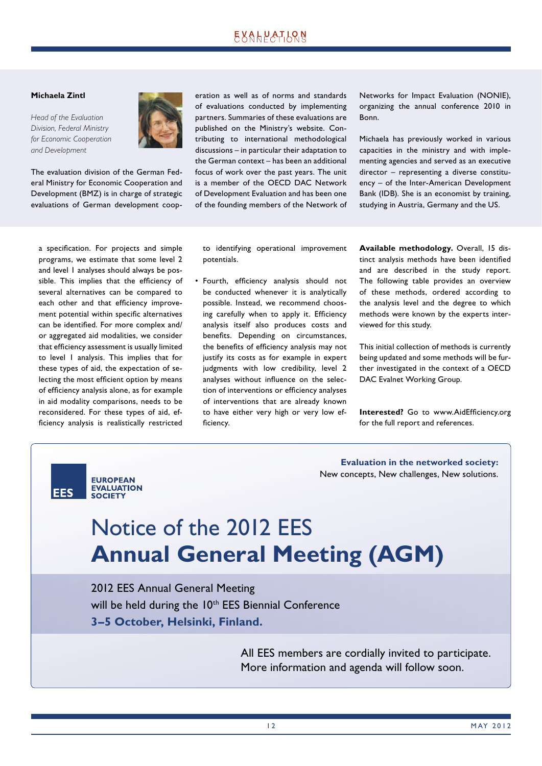**Michaela Zintl**

*Head of the Evaluation Division, Federal Ministry for Economic Cooperation and Development*

The evaluation division of the German Federal Ministry for Economic Cooperation and Development (BMZ) is in charge of strategic evaluations of German development cooperation as well as of norms and standards of evaluations conducted by implementing partners. Summaries of these evaluations are published on the Ministry's website. Contributing to international methodological discussions – in particular their adaptation to the German context – has been an additional focus of work over the past years. The unit is a member of the OECD DAC Network of Development Evaluation and has been one of the founding members of the Network of Networks for Impact Evaluation (NONIE), organizing the annual conference 2010 in Bonn.

Michaela has previously worked in various capacities in the ministry and with implementing agencies and served as an executive director – representing a diverse constituency – of the Inter-American Development Bank (IDB). She is an economist by training, studying in Austria, Germany and the US.

a specification. For projects and simple programs, we estimate that some level 2 and level 1 analyses should always be possible. This implies that the efficiency of several alternatives can be compared to each other and that efficiency improvement potential within specific alternatives can be identified. For more complex and/or aggregated aid modalities, we consider that efficiency assessment is usually limited to level 1 analysis. This implies that for these types of aid, the expectation of selecting the most efficient option by means of efficiency analysis alone, as for example in aid modality comparisons, needs to be reconsidered. For these types of aid, efficiency analysis is realistically restricted to identifying operational improvement potentials.

- Fourth, efficiency analysis should not be conducted whenever it is analytically possible. Instead, we recommend choosing carefully when to apply it. Efficiency analysis itself also produces costs and benefits. Depending on circumstances, the benefits of efficiency analysis may not justify its costs as for example in expert judgments with low credibility, level 2 analyses without influence on the selection of interventions or efficiency analyses of interventions that are already known to have either very high or very low efficiency.

**Available methodology.** Overall, 15 distinct analysis methods have been identified and are described in the study report. The following table provides an overview of these methods, ordered according to the analysis level and the degree to which methods were known by the experts interviewed for this study.

This initial collection of methods is currently being updated and some methods will be further investigated in the context of a OECD DAC Evalnet Working Group.

**Interested?** Go to www.AidEfficiency.org for the full report and references.

---

**EES** EUROPEAN EVALUATION SOCIETY

**Evaluation in the networked society:**
New concepts, New challenges, New solutions.

# Notice of the 2012 EES **Annual General Meeting (AGM)**

2012 EES Annual General Meeting
will be held during the 10th EES Biennial Conference
**3–5 October, Helsinki, Finland.**

All EES members are cordially invited to participate.
More information and agenda will follow soon.